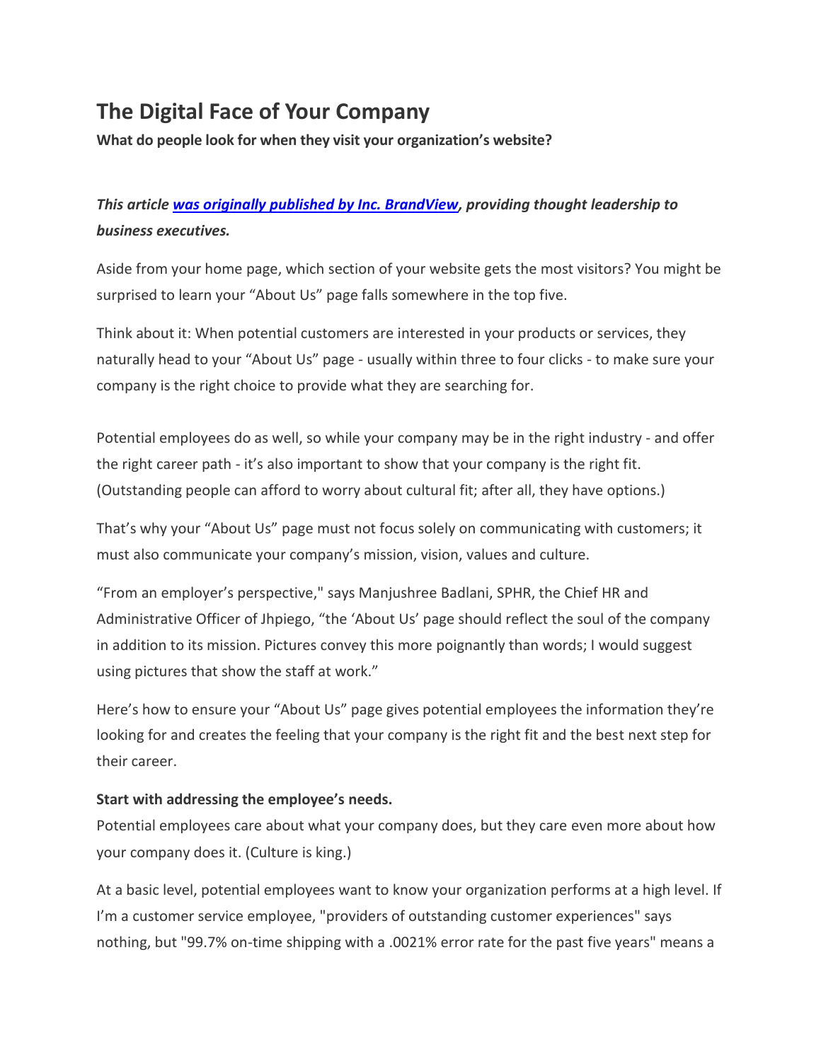# The Digital Face of Your Company

**What do people look for when they visit your organization's website?**

***This article [was originally published by Inc. BrandView](), providing thought leadership to business executives.***

Aside from your home page, which section of your website gets the most visitors? You might be surprised to learn your "About Us" page falls somewhere in the top five.

Think about it: When potential customers are interested in your products or services, they naturally head to your "About Us" page - usually within three to four clicks - to make sure your company is the right choice to provide what they are searching for.

Potential employees do as well, so while your company may be in the right industry - and offer the right career path - it's also important to show that your company is the right fit. (Outstanding people can afford to worry about cultural fit; after all, they have options.)

That's why your "About Us" page must not focus solely on communicating with customers; it must also communicate your company's mission, vision, values and culture.

"From an employer's perspective," says Manjushree Badlani, SPHR, the Chief HR and Administrative Officer of Jhpiego, "the 'About Us' page should reflect the soul of the company in addition to its mission. Pictures convey this more poignantly than words; I would suggest using pictures that show the staff at work."

Here's how to ensure your "About Us" page gives potential employees the information they're looking for and creates the feeling that your company is the right fit and the best next step for their career.

**Start with addressing the employee's needs.**

Potential employees care about what your company does, but they care even more about how your company does it. (Culture is king.)

At a basic level, potential employees want to know your organization performs at a high level. If I'm a customer service employee, "providers of outstanding customer experiences" says nothing, but "99.7% on-time shipping with a .0021% error rate for the past five years" means a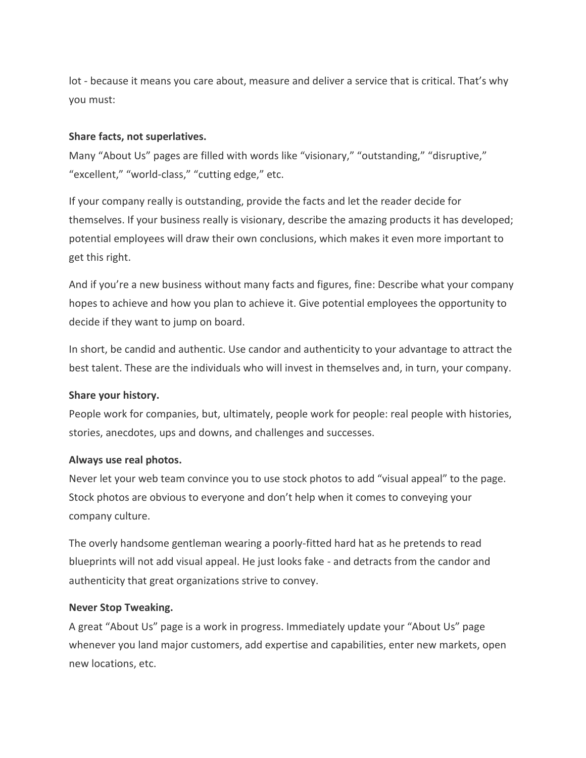lot - because it means you care about, measure and deliver a service that is critical. That's why you must:

**Share facts, not superlatives.**
Many "About Us" pages are filled with words like "visionary," "outstanding," "disruptive," "excellent," "world-class," "cutting edge," etc.

If your company really is outstanding, provide the facts and let the reader decide for themselves. If your business really is visionary, describe the amazing products it has developed; potential employees will draw their own conclusions, which makes it even more important to get this right.

And if you're a new business without many facts and figures, fine: Describe what your company hopes to achieve and how you plan to achieve it. Give potential employees the opportunity to decide if they want to jump on board.

In short, be candid and authentic. Use candor and authenticity to your advantage to attract the best talent. These are the individuals who will invest in themselves and, in turn, your company.

**Share your history.**
People work for companies, but, ultimately, people work for people: real people with histories, stories, anecdotes, ups and downs, and challenges and successes.

**Always use real photos.**
Never let your web team convince you to use stock photos to add "visual appeal" to the page. Stock photos are obvious to everyone and don't help when it comes to conveying your company culture.

The overly handsome gentleman wearing a poorly-fitted hard hat as he pretends to read blueprints will not add visual appeal. He just looks fake - and detracts from the candor and authenticity that great organizations strive to convey.

**Never Stop Tweaking.**
A great "About Us" page is a work in progress. Immediately update your "About Us" page whenever you land major customers, add expertise and capabilities, enter new markets, open new locations, etc.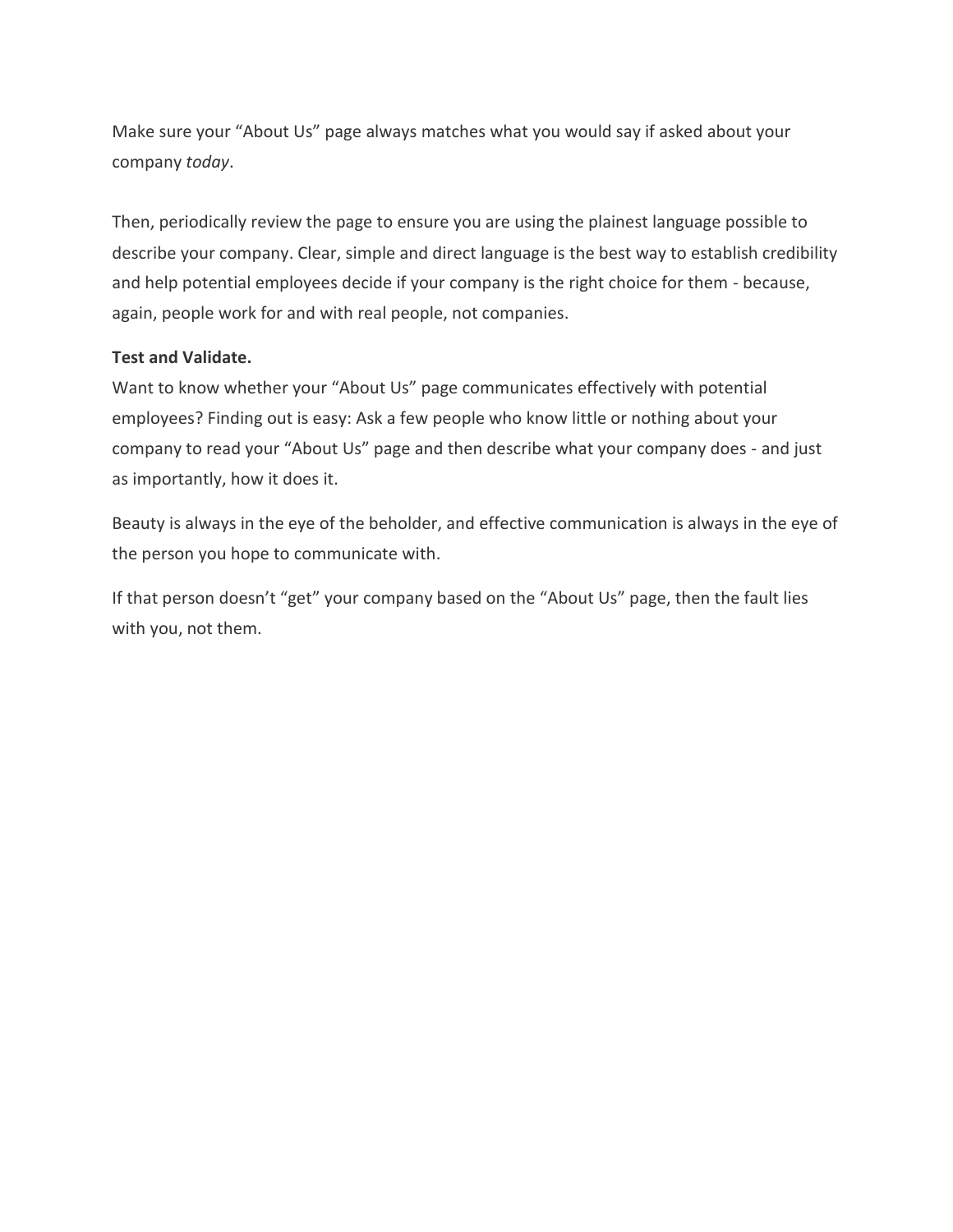Make sure your “About Us” page always matches what you would say if asked about your company *today*.

Then, periodically review the page to ensure you are using the plainest language possible to describe your company. Clear, simple and direct language is the best way to establish credibility and help potential employees decide if your company is the right choice for them - because, again, people work for and with real people, not companies.

**Test and Validate.**

Want to know whether your “About Us” page communicates effectively with potential employees? Finding out is easy: Ask a few people who know little or nothing about your company to read your “About Us” page and then describe what your company does - and just as importantly, how it does it.

Beauty is always in the eye of the beholder, and effective communication is always in the eye of the person you hope to communicate with.

If that person doesn’t “get” your company based on the “About Us” page, then the fault lies with you, not them.